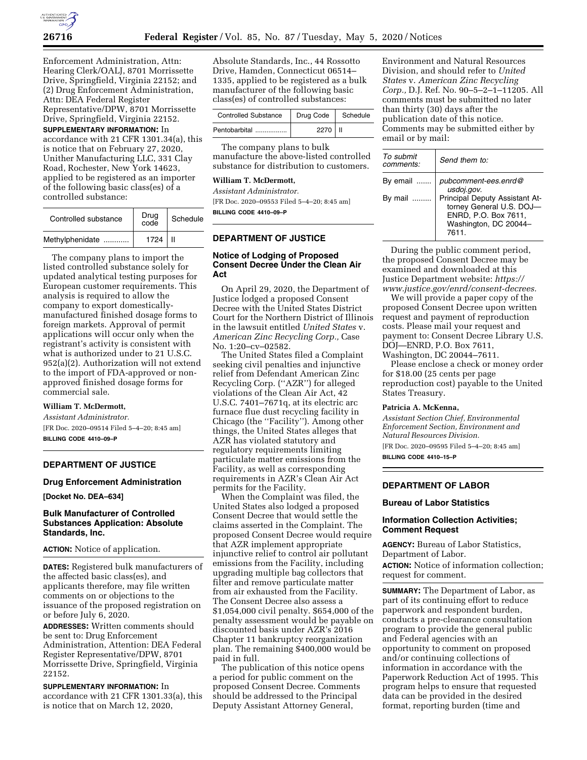Enforcement Administration, Attn: Hearing Clerk/OALJ, 8701 Morrissette Drive, Springfield, Virginia 22152; and (2) Drug Enforcement Administration, Attn: DEA Federal Register Representative/DPW, 8701 Morrissette Drive, Springfield, Virginia 22152.

**SUPPLEMENTARY INFORMATION:** In accordance with 21 CFR 1301.34(a), this is notice that on February 27, 2020, Unither Manufacturing LLC, 331 Clay Road, Rochester, New York 14623, applied to be registered as an importer of the following basic class(es) of a controlled substance:

| Controlled substance | Drug code | Schedule |
|---|---|---|
| Methylphenidate ............ | 1724 | II |

The company plans to import the listed controlled substance solely for updated analytical testing purposes for European customer requirements. This analysis is required to allow the company to export domestically-manufactured finished dosage forms to foreign markets. Approval of permit applications will occur only when the registrant's activity is consistent with what is authorized under to 21 U.S.C. 952(a)(2). Authorization will not extend to the import of FDA-approved or non-approved finished dosage forms for commercial sale.

**William T. McDermott,**

*Assistant Administrator.*

[FR Doc. 2020–09514 Filed 5–4–20; 8:45 am]

**BILLING CODE 4410–09–P**

## DEPARTMENT OF JUSTICE

### Drug Enforcement Administration

**[Docket No. DEA–634]**

### Bulk Manufacturer of Controlled Substances Application: Absolute Standards, Inc.

**ACTION:** Notice of application.

**DATES:** Registered bulk manufacturers of the affected basic class(es), and applicants therefore, may file written comments on or objections to the issuance of the proposed registration on or before July 6, 2020.

**ADDRESSES:** Written comments should be sent to: Drug Enforcement Administration, Attention: DEA Federal Register Representative/DPW, 8701 Morrissette Drive, Springfield, Virginia 22152.

**SUPPLEMENTARY INFORMATION:** In accordance with 21 CFR 1301.33(a), this is notice that on March 12, 2020, Absolute Standards, Inc., 44 Rossotto Drive, Hamden, Connecticut 06514–1335, applied to be registered as a bulk manufacturer of the following basic class(es) of controlled substances:

| Controlled Substance | Drug Code | Schedule |
|---|---|---|
| Pentobarbital ................ | 2270 | II |

The company plans to bulk manufacture the above-listed controlled substance for distribution to customers.

**William T. McDermott,**

*Assistant Administrator.*

[FR Doc. 2020–09553 Filed 5–4–20; 8:45 am]

**BILLING CODE 4410–09–P**

## DEPARTMENT OF JUSTICE

### Notice of Lodging of Proposed Consent Decree Under the Clean Air Act

On April 29, 2020, the Department of Justice lodged a proposed Consent Decree with the United States District Court for the Northern District of Illinois in the lawsuit entitled *United States* v. *American Zinc Recycling Corp.,* Case No. 1:20–cv–02582.

The United States filed a Complaint seeking civil penalties and injunctive relief from Defendant American Zinc Recycling Corp. (''AZR'') for alleged violations of the Clean Air Act, 42 U.S.C. 7401–7671q, at its electric arc furnace flue dust recycling facility in Chicago (the ''Facility''). Among other things, the United States alleges that AZR has violated statutory and regulatory requirements limiting particulate matter emissions from the Facility, as well as corresponding requirements in AZR's Clean Air Act permits for the Facility.

When the Complaint was filed, the United States also lodged a proposed Consent Decree that would settle the claims asserted in the Complaint. The proposed Consent Decree would require that AZR implement appropriate injunctive relief to control air pollutant emissions from the Facility, including upgrading multiple bag collectors that filter and remove particulate matter from air exhausted from the Facility. The Consent Decree also assess a $1,054,000 civil penalty. $654,000 of the penalty assessment would be payable on discounted basis under AZR's 2016 Chapter 11 bankruptcy reorganization plan. The remaining $400,000 would be paid in full.

The publication of this notice opens a period for public comment on the proposed Consent Decree. Comments should be addressed to the Principal Deputy Assistant Attorney General, Environment and Natural Resources Division, and should refer to *United States* v. *American Zinc Recycling Corp.,* D.J. Ref. No. 90–5–2–1–11205. All comments must be submitted no later than thirty (30) days after the publication date of this notice. Comments may be submitted either by email or by mail:

| *To submit comments:* | *Send them to:* |
|---|---|
| By email ....... | *pubcomment-ees.enrd@usdoj.gov.* |
| By mail ......... | Principal Deputy Assistant Attorney General U.S. DOJ—ENRD, P.O. Box 7611, Washington, DC 20044–7611. |

During the public comment period, the proposed Consent Decree may be examined and downloaded at this Justice Department website: *https://www.justice.gov/enrd/consent-decrees.*

We will provide a paper copy of the proposed Consent Decree upon written request and payment of reproduction costs. Please mail your request and payment to: Consent Decree Library U.S. DOJ—ENRD, P.O. Box 7611, Washington, DC 20044–7611.

Please enclose a check or money order for $18.00 (25 cents per page reproduction cost) payable to the United States Treasury.

**Patricia A. McKenna,**

*Assistant Section Chief, Environmental Enforcement Section, Environment and Natural Resources Division.*

[FR Doc. 2020–09595 Filed 5–4–20; 8:45 am]

**BILLING CODE 4410–15–P**

## DEPARTMENT OF LABOR

### Bureau of Labor Statistics

### Information Collection Activities; Comment Request

**AGENCY:** Bureau of Labor Statistics, Department of Labor.

**ACTION:** Notice of information collection; request for comment.

**SUMMARY:** The Department of Labor, as part of its continuing effort to reduce paperwork and respondent burden, conducts a pre-clearance consultation program to provide the general public and Federal agencies with an opportunity to comment on proposed and/or continuing collections of information in accordance with the Paperwork Reduction Act of 1995. This program helps to ensure that requested data can be provided in the desired format, reporting burden (time and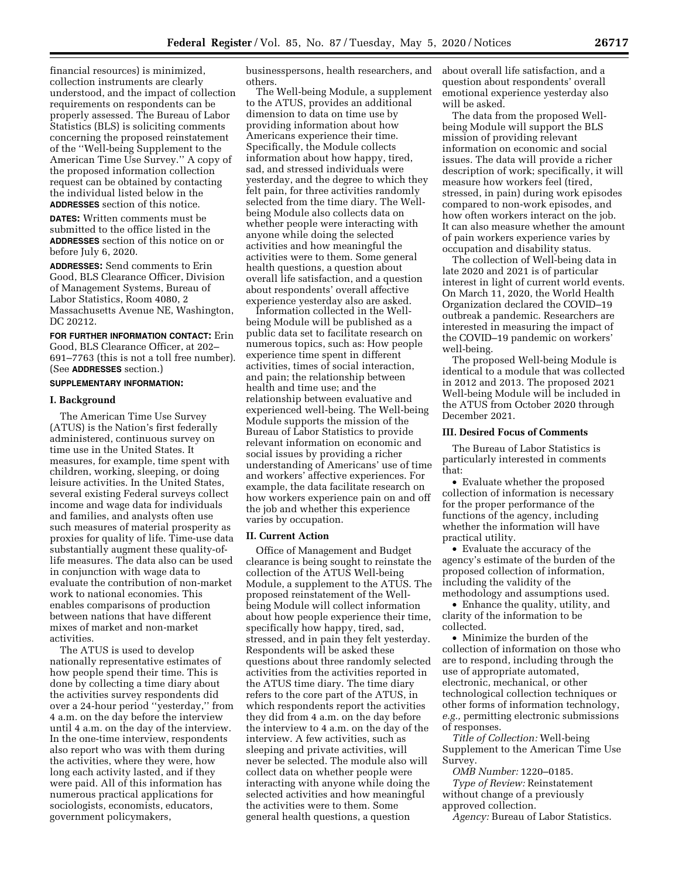financial resources) is minimized, collection instruments are clearly understood, and the impact of collection requirements on respondents can be properly assessed. The Bureau of Labor Statistics (BLS) is soliciting comments concerning the proposed reinstatement of the "Well-being Supplement to the American Time Use Survey." A copy of the proposed information collection request can be obtained by contacting the individual listed below in the **ADDRESSES** section of this notice.

**DATES:** Written comments must be submitted to the office listed in the **ADDRESSES** section of this notice on or before July 6, 2020.

**ADDRESSES:** Send comments to Erin Good, BLS Clearance Officer, Division of Management Systems, Bureau of Labor Statistics, Room 4080, 2 Massachusetts Avenue NE, Washington, DC 20212.

**FOR FURTHER INFORMATION CONTACT:** Erin Good, BLS Clearance Officer, at 202–691–7763 (this is not a toll free number). (See **ADDRESSES** section.)

**SUPPLEMENTARY INFORMATION:**

## I. Background

The American Time Use Survey (ATUS) is the Nation's first federally administered, continuous survey on time use in the United States. It measures, for example, time spent with children, working, sleeping, or doing leisure activities. In the United States, several existing Federal surveys collect income and wage data for individuals and families, and analysts often use such measures of material prosperity as proxies for quality of life. Time-use data substantially augment these quality-of-life measures. The data also can be used in conjunction with wage data to evaluate the contribution of non-market work to national economies. This enables comparisons of production between nations that have different mixes of market and non-market activities.

The ATUS is used to develop nationally representative estimates of how people spend their time. This is done by collecting a time diary about the activities survey respondents did over a 24-hour period "yesterday," from 4 a.m. on the day before the interview until 4 a.m. on the day of the interview. In the one-time interview, respondents also report who was with them during the activities, where they were, how long each activity lasted, and if they were paid. All of this information has numerous practical applications for sociologists, economists, educators, government policymakers, businesspersons, health researchers, and others.

The Well-being Module, a supplement to the ATUS, provides an additional dimension to data on time use by providing information about how Americans experience their time. Specifically, the Module collects information about how happy, tired, sad, and stressed individuals were yesterday, and the degree to which they felt pain, for three activities randomly selected from the time diary. The Well-being Module also collects data on whether people were interacting with anyone while doing the selected activities and how meaningful the activities were to them. Some general health questions, a question about overall life satisfaction, and a question about respondents' overall affective experience yesterday also are asked.

Information collected in the Well-being Module will be published as a public data set to facilitate research on numerous topics, such as: How people experience time spent in different activities, times of social interaction, and pain; the relationship between health and time use; and the relationship between evaluative and experienced well-being. The Well-being Module supports the mission of the Bureau of Labor Statistics to provide relevant information on economic and social issues by providing a richer understanding of Americans' use of time and workers' affective experiences. For example, the data facilitate research on how workers experience pain on and off the job and whether this experience varies by occupation.

## II. Current Action

Office of Management and Budget clearance is being sought to reinstate the collection of the ATUS Well-being Module, a supplement to the ATUS. The proposed reinstatement of the Well-being Module will collect information about how people experience their time, specifically how happy, tired, sad, stressed, and in pain they felt yesterday. Respondents will be asked these questions about three randomly selected activities from the activities reported in the ATUS time diary. The time diary refers to the core part of the ATUS, in which respondents report the activities they did from 4 a.m. on the day before the interview to 4 a.m. on the day of the interview. A few activities, such as sleeping and private activities, will never be selected. The module also will collect data on whether people were interacting with anyone while doing the selected activities and how meaningful the activities were to them. Some general health questions, a question about overall life satisfaction, and a question about respondents' overall emotional experience yesterday also will be asked.

The data from the proposed Well-being Module will support the BLS mission of providing relevant information on economic and social issues. The data will provide a richer description of work; specifically, it will measure how workers feel (tired, stressed, in pain) during work episodes compared to non-work episodes, and how often workers interact on the job. It can also measure whether the amount of pain workers experience varies by occupation and disability status.

The collection of Well-being data in late 2020 and 2021 is of particular interest in light of current world events. On March 11, 2020, the World Health Organization declared the COVID–19 outbreak a pandemic. Researchers are interested in measuring the impact of the COVID–19 pandemic on workers' well-being.

The proposed Well-being Module is identical to a module that was collected in 2012 and 2013. The proposed 2021 Well-being Module will be included in the ATUS from October 2020 through December 2021.

## III. Desired Focus of Comments

The Bureau of Labor Statistics is particularly interested in comments that:

- Evaluate whether the proposed collection of information is necessary for the proper performance of the functions of the agency, including whether the information will have practical utility.
- Evaluate the accuracy of the agency's estimate of the burden of the proposed collection of information, including the validity of the methodology and assumptions used.
- Enhance the quality, utility, and clarity of the information to be collected.
- Minimize the burden of the collection of information on those who are to respond, including through the use of appropriate automated, electronic, mechanical, or other technological collection techniques or other forms of information technology, *e.g.,* permitting electronic submissions of responses.

*Title of Collection:* Well-being Supplement to the American Time Use Survey.

*OMB Number:* 1220–0185.

*Type of Review:* Reinstatement without change of a previously approved collection.

*Agency:* Bureau of Labor Statistics.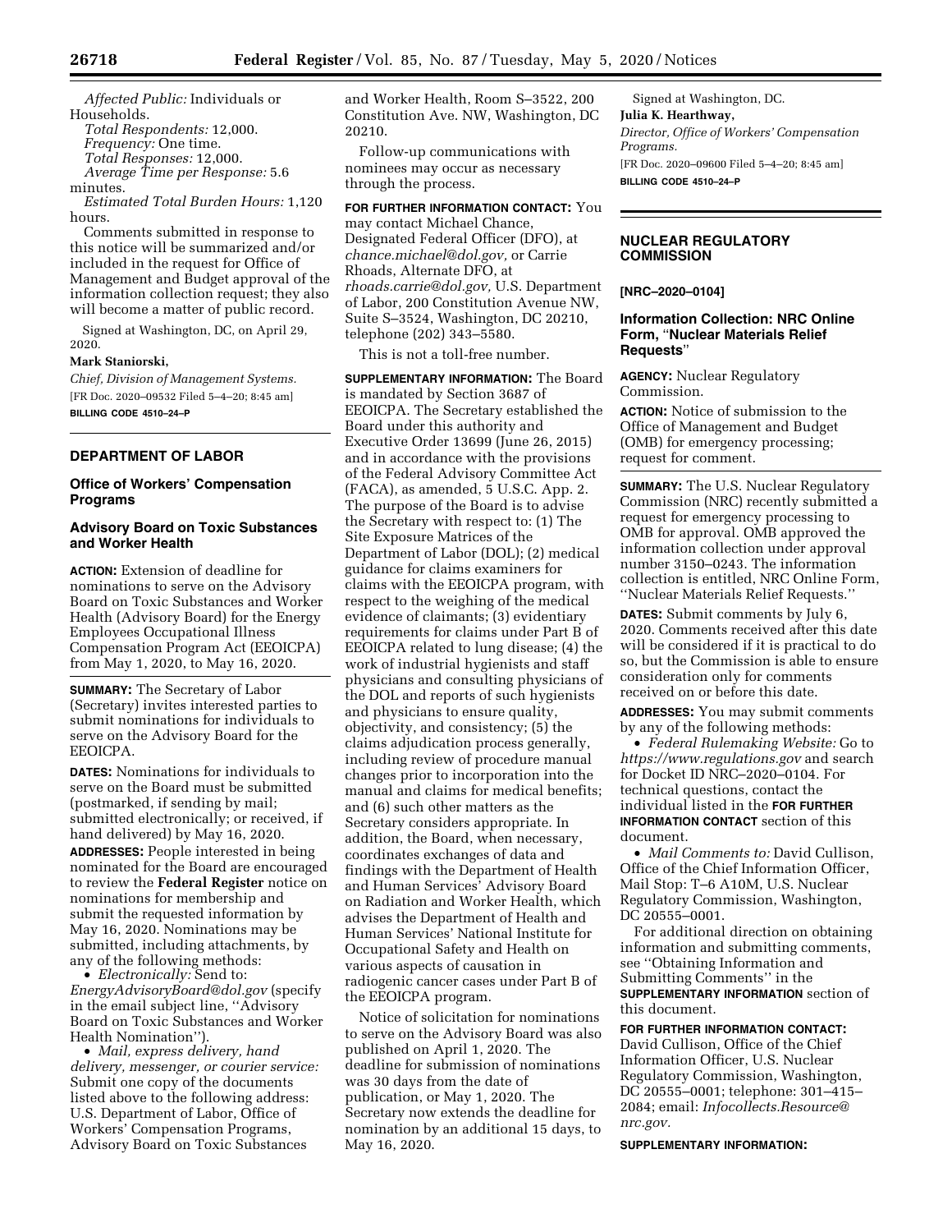*Affected Public:* Individuals or Households.

*Total Respondents:* 12,000.

*Frequency:* One time.

*Total Responses:* 12,000.

*Average Time per Response:* 5.6 minutes.

*Estimated Total Burden Hours:* 1,120 hours.

Comments submitted in response to this notice will be summarized and/or included in the request for Office of Management and Budget approval of the information collection request; they also will become a matter of public record.

Signed at Washington, DC, on April 29, 2020.

**Mark Staniorski,**

*Chief, Division of Management Systems.*

[FR Doc. 2020–09532 Filed 5–4–20; 8:45 am]

**BILLING CODE 4510–24–P**

## DEPARTMENT OF LABOR

### Office of Workers' Compensation Programs

### Advisory Board on Toxic Substances and Worker Health

**ACTION:** Extension of deadline for nominations to serve on the Advisory Board on Toxic Substances and Worker Health (Advisory Board) for the Energy Employees Occupational Illness Compensation Program Act (EEOICPA) from May 1, 2020, to May 16, 2020.

**SUMMARY:** The Secretary of Labor (Secretary) invites interested parties to submit nominations for individuals to serve on the Advisory Board for the EEOICPA.

**DATES:** Nominations for individuals to serve on the Board must be submitted (postmarked, if sending by mail; submitted electronically; or received, if hand delivered) by May 16, 2020.

**ADDRESSES:** People interested in being nominated for the Board are encouraged to review the **Federal Register** notice on nominations for membership and submit the requested information by May 16, 2020. Nominations may be submitted, including attachments, by any of the following methods:

- *Electronically:* Send to: *EnergyAdvisoryBoard@dol.gov* (specify in the email subject line, ''Advisory Board on Toxic Substances and Worker Health Nomination'').
- *Mail, express delivery, hand delivery, messenger, or courier service:* Submit one copy of the documents listed above to the following address: U.S. Department of Labor, Office of Workers' Compensation Programs, Advisory Board on Toxic Substances and Worker Health, Room S–3522, 200 Constitution Ave. NW, Washington, DC 20210.

Follow-up communications with nominees may occur as necessary through the process.

**FOR FURTHER INFORMATION CONTACT:** You may contact Michael Chance, Designated Federal Officer (DFO), at *chance.michael@dol.gov,* or Carrie Rhoads, Alternate DFO, at *rhoads.carrie@dol.gov,* U.S. Department of Labor, 200 Constitution Avenue NW, Suite S–3524, Washington, DC 20210, telephone (202) 343–5580.

This is not a toll-free number.

**SUPPLEMENTARY INFORMATION:** The Board is mandated by Section 3687 of EEOICPA. The Secretary established the Board under this authority and Executive Order 13699 (June 26, 2015) and in accordance with the provisions of the Federal Advisory Committee Act (FACA), as amended, 5 U.S.C. App. 2. The purpose of the Board is to advise the Secretary with respect to: (1) The Site Exposure Matrices of the Department of Labor (DOL); (2) medical guidance for claims examiners for claims with the EEOICPA program, with respect to the weighing of the medical evidence of claimants; (3) evidentiary requirements for claims under Part B of EEOICPA related to lung disease; (4) the work of industrial hygienists and staff physicians and consulting physicians of the DOL and reports of such hygienists and physicians to ensure quality, objectivity, and consistency; (5) the claims adjudication process generally, including review of procedure manual changes prior to incorporation into the manual and claims for medical benefits; and (6) such other matters as the Secretary considers appropriate. In addition, the Board, when necessary, coordinates exchanges of data and findings with the Department of Health and Human Services' Advisory Board on Radiation and Worker Health, which advises the Department of Health and Human Services' National Institute for Occupational Safety and Health on various aspects of causation in radiogenic cancer cases under Part B of the EEOICPA program.

Notice of solicitation for nominations to serve on the Advisory Board was also published on April 1, 2020. The deadline for submission of nominations was 30 days from the date of publication, or May 1, 2020. The Secretary now extends the deadline for nomination by an additional 15 days, to May 16, 2020.

Signed at Washington, DC.

**Julia K. Hearthway,**

*Director, Office of Workers' Compensation Programs.*

[FR Doc. 2020–09600 Filed 5–4–20; 8:45 am]

**BILLING CODE 4510–24–P**

## NUCLEAR REGULATORY COMMISSION

**[NRC–2020–0104]**

### Information Collection: NRC Online Form, ''Nuclear Materials Relief Requests''

**AGENCY:** Nuclear Regulatory Commission.

**ACTION:** Notice of submission to the Office of Management and Budget (OMB) for emergency processing; request for comment.

**SUMMARY:** The U.S. Nuclear Regulatory Commission (NRC) recently submitted a request for emergency processing to OMB for approval. OMB approved the information collection under approval number 3150–0243. The information collection is entitled, NRC Online Form, ''Nuclear Materials Relief Requests.''

**DATES:** Submit comments by July 6, 2020. Comments received after this date will be considered if it is practical to do so, but the Commission is able to ensure consideration only for comments received on or before this date.

**ADDRESSES:** You may submit comments by any of the following methods:

- *Federal Rulemaking Website:* Go to *https://www.regulations.gov* and search for Docket ID NRC–2020–0104. For technical questions, contact the individual listed in the **FOR FURTHER INFORMATION CONTACT** section of this document.
- *Mail Comments to:* David Cullison, Office of the Chief Information Officer, Mail Stop: T–6 A10M, U.S. Nuclear Regulatory Commission, Washington, DC 20555–0001.

For additional direction on obtaining information and submitting comments, see ''Obtaining Information and Submitting Comments'' in the **SUPPLEMENTARY INFORMATION** section of this document.

**FOR FURTHER INFORMATION CONTACT:** David Cullison, Office of the Chief Information Officer, U.S. Nuclear Regulatory Commission, Washington, DC 20555–0001; telephone: 301–415–2084; email: *Infocollects.Resource@nrc.gov.*

**SUPPLEMENTARY INFORMATION:**